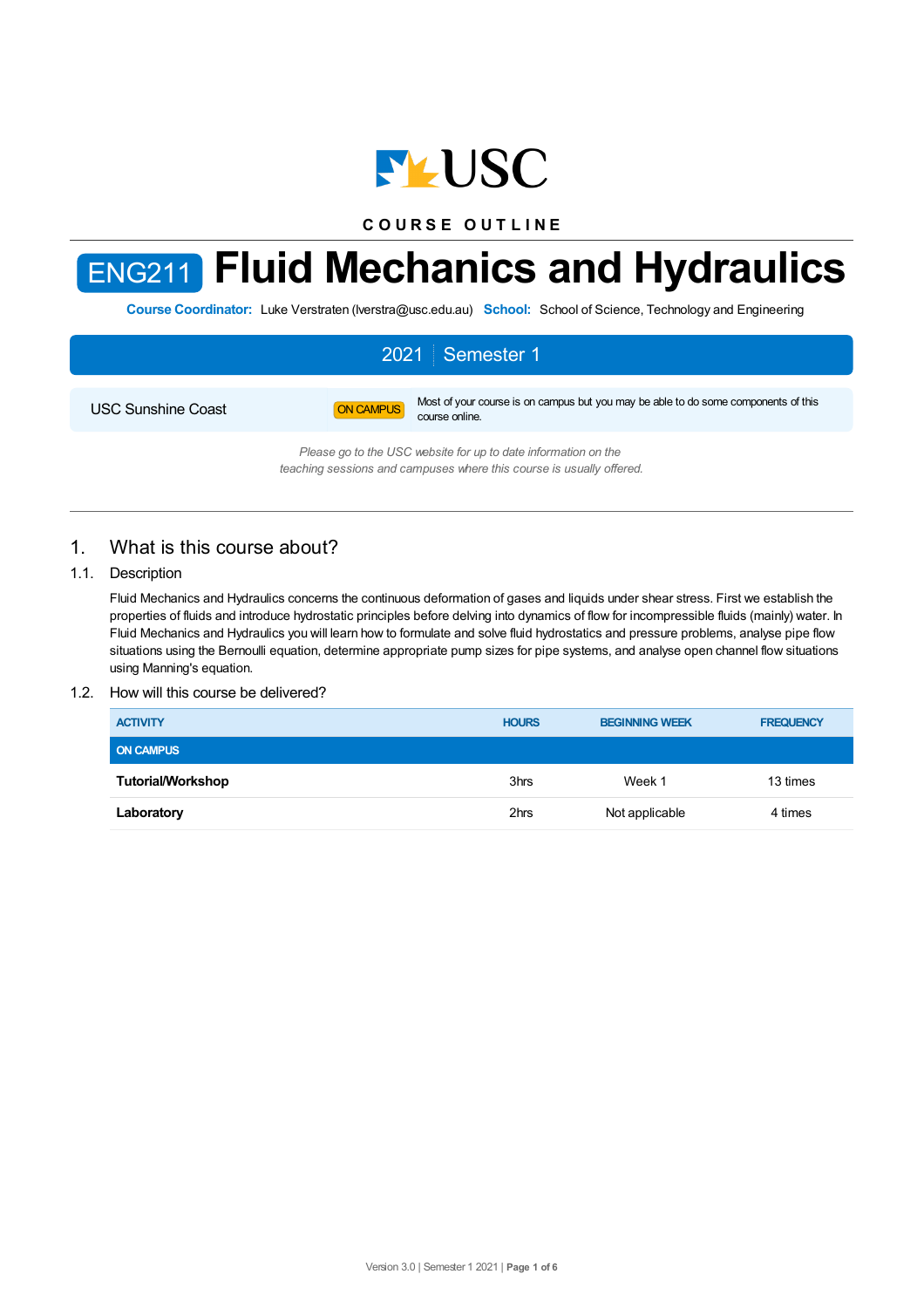COURSE OUTLINE

# ENG211 Fluid Mechanics and Hydraulics

**Course Coordinator:** Luke Verstraten (lverstra@usc.edu.au) **School:** School of Science, Technology and Engineering

**2021 | Semester 1**

| | | |
|---|---|---|
| USC Sunshine Coast | ON CAMPUS | Most of your course is on campus but you may be able to do some components of this course online. |

*Please go to the USC website for up to date information on the teaching sessions and campuses where this course is usually offered.*

## 1. What is this course about?

### 1.1. Description

Fluid Mechanics and Hydraulics concerns the continuous deformation of gases and liquids under shear stress. First we establish the properties of fluids and introduce hydrostatic principles before delving into dynamics of flow for incompressible fluids (mainly) water. In Fluid Mechanics and Hydraulics you will learn how to formulate and solve fluid hydrostatics and pressure problems, analyse pipe flow situations using the Bernoulli equation, determine appropriate pump sizes for pipe systems, and analyse open channel flow situations using Manning's equation.

### 1.2. How will this course be delivered?

| ACTIVITY | HOURS | BEGINNING WEEK | FREQUENCY |
|---|---|---|---|
| **ON CAMPUS** | | | |
| **Tutorial/Workshop** | 3hrs | Week 1 | 13 times |
| **Laboratory** | 2hrs | Not applicable | 4 times |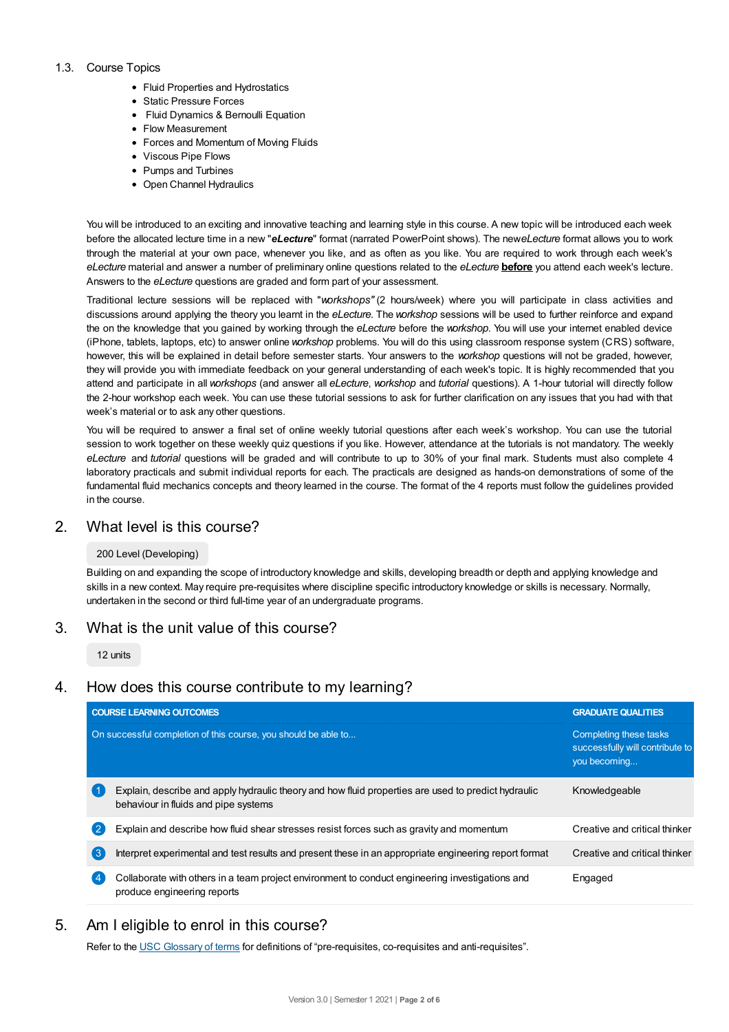### 1.3. Course Topics

- Fluid Properties and Hydrostatics
- Static Pressure Forces
- Fluid Dynamics & Bernoulli Equation
- Flow Measurement
- Forces and Momentum of Moving Fluids
- Viscous Pipe Flows
- Pumps and Turbines
- Open Channel Hydraulics

You will be introduced to an exciting and innovative teaching and learning style in this course. A new topic will be introduced each week before the allocated lecture time in a new "***eLecture***" format (narrated PowerPoint shows). The new*eLecture* format allows you to work through the material at your own pace, whenever you like, and as often as you like. You are required to work through each week's *eLecture* material and answer a number of preliminary online questions related to the *eLecture* **before** you attend each week's lecture. Answers to the *eLecture* questions are graded and form part of your assessment.

Traditional lecture sessions will be replaced with "*workshops"* (2 hours/week) where you will participate in class activities and discussions around applying the theory you learnt in the *eLecture*. The *workshop* sessions will be used to further reinforce and expand the on the knowledge that you gained by working through the *eLecture* before the *workshop*. You will use your internet enabled device (iPhone, tablets, laptops, etc) to answer online *workshop* problems. You will do this using classroom response system (CRS) software, however, this will be explained in detail before semester starts. Your answers to the *workshop* questions will not be graded, however, they will provide you with immediate feedback on your general understanding of each week's topic. It is highly recommended that you attend and participate in all *workshops* (and answer all *eLecture*, *workshop* and *tutorial* questions). A 1-hour tutorial will directly follow the 2-hour workshop each week. You can use these tutorial sessions to ask for further clarification on any issues that you had with that week's material or to ask any other questions.

You will be required to answer a final set of online weekly tutorial questions after each week's workshop. You can use the tutorial session to work together on these weekly quiz questions if you like. However, attendance at the tutorials is not mandatory. The weekly *eLecture* and *tutorial* questions will be graded and will contribute to up to 30% of your final mark. Students must also complete 4 laboratory practicals and submit individual reports for each. The practicals are designed as hands-on demonstrations of some of the fundamental fluid mechanics concepts and theory learned in the course. The format of the 4 reports must follow the guidelines provided in the course.

## 2. What level is this course?

200 Level (Developing)

Building on and expanding the scope of introductory knowledge and skills, developing breadth or depth and applying knowledge and skills in a new context. May require pre-requisites where discipline specific introductory knowledge or skills is necessary. Normally, undertaken in the second or third full-time year of an undergraduate programs.

## 3. What is the unit value of this course?

12 units

## 4. How does this course contribute to my learning?

| | COURSE LEARNING OUTCOMES<br>On successful completion of this course, you should be able to... | GRADUATE QUALITIES<br>Completing these tasks successfully will contribute to you becoming... |
|---|---|---|
| 1 | Explain, describe and apply hydraulic theory and how fluid properties are used to predict hydraulic behaviour in fluids and pipe systems | Knowledgeable |
| 2 | Explain and describe how fluid shear stresses resist forces such as gravity and momentum | Creative and critical thinker |
| 3 | Interpret experimental and test results and present these in an appropriate engineering report format | Creative and critical thinker |
| 4 | Collaborate with others in a team project environment to conduct engineering investigations and produce engineering reports | Engaged |

## 5. Am I eligible to enrol in this course?

Refer to the USC Glossary of terms for definitions of "pre-requisites, co-requisites and anti-requisites".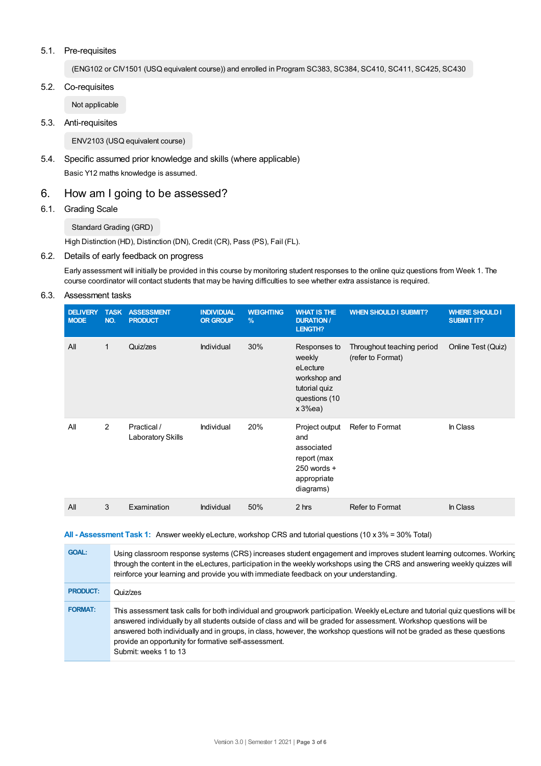### 5.1. Pre-requisites

(ENG102 or CIV1501 (USQ equivalent course)) and enrolled in Program SC383, SC384, SC410, SC411, SC425, SC430

### 5.2. Co-requisites

Not applicable

### 5.3. Anti-requisites

ENV2103 (USQ equivalent course)

### 5.4. Specific assumed prior knowledge and skills (where applicable)

Basic Y12 maths knowledge is assumed.

## 6. How am I going to be assessed?

### 6.1. Grading Scale

Standard Grading (GRD)

High Distinction (HD), Distinction (DN), Credit (CR), Pass (PS), Fail (FL).

### 6.2. Details of early feedback on progress

Early assessment will initially be provided in this course by monitoring student responses to the online quiz questions from Week 1. The course coordinator will contact students that may be having difficulties to see whether extra assistance is required.

### 6.3. Assessment tasks

| DELIVERY MODE | TASK NO. | ASSESSMENT PRODUCT | INDIVIDUAL OR GROUP | WEIGHTING % | WHAT IS THE DURATION / LENGTH? | WHEN SHOULD I SUBMIT? | WHERE SHOULD I SUBMIT IT? |
|---|---|---|---|---|---|---|---|
| All | 1 | Quiz/zes | Individual | 30% | Responses to weekly eLecture workshop and tutorial quiz questions (10 x 3%ea) | Throughout teaching period (refer to Format) | Online Test (Quiz) |
| All | 2 | Practical / Laboratory Skills | Individual | 20% | Project output and associated report (max 250 words + appropriate diagrams) | Refer to Format | In Class |
| All | 3 | Examination | Individual | 50% | 2 hrs | Refer to Format | In Class |

**All - Assessment Task 1:** Answer weekly eLecture, workshop CRS and tutorial questions (10 x 3% = 30% Total)

| | |
|---|---|
| **GOAL:** | Using classroom response systems (CRS) increases student engagement and improves student learning outcomes. Working through the content in the eLectures, participation in the weekly workshops using the CRS and answering weekly quizzes will reinforce your learning and provide you with immediate feedback on your understanding. |
| **PRODUCT:** | Quiz/zes |
| **FORMAT:** | This assessment task calls for both individual and groupwork participation. Weekly eLecture and tutorial quiz questions will be answered individually by all students outside of class and will be graded for assessment. Workshop questions will be answered both individually and in groups, in class, however, the workshop questions will not be graded as these questions provide an opportunity for formative self-assessment.<br>Submit: weeks 1 to 13 |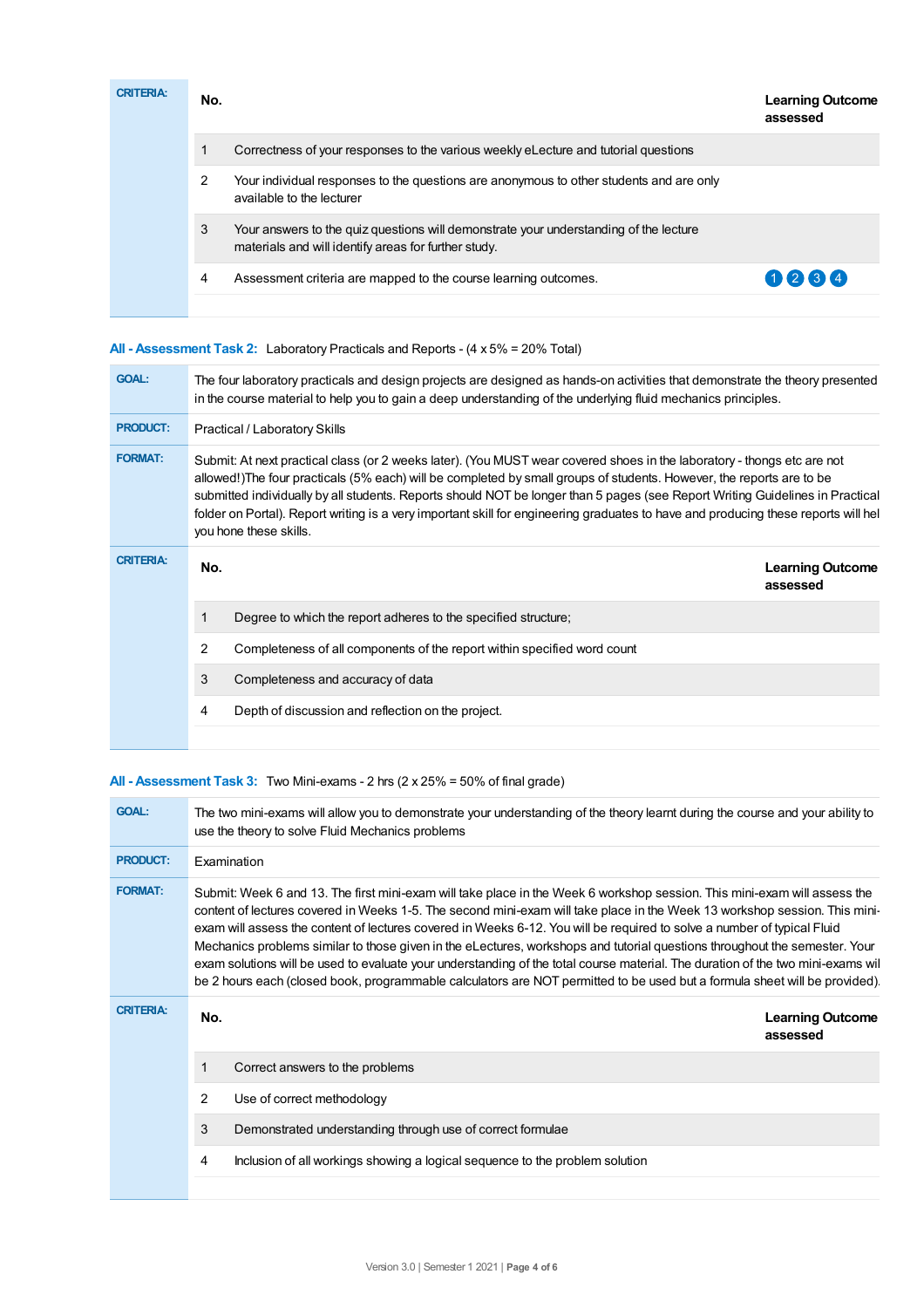**CRITERIA:**

| No. | | Learning Outcome assessed |
|---|---|---|
| 1 | Correctness of your responses to the various weekly eLecture and tutorial questions | |
| 2 | Your individual responses to the questions are anonymous to other students and are only available to the lecturer | |
| 3 | Your answers to the quiz questions will demonstrate your understanding of the lecture materials and will identify areas for further study. | |
| 4 | Assessment criteria are mapped to the course learning outcomes. | 1 2 3 4 |

### All - Assessment Task 2: Laboratory Practicals and Reports - (4 x 5% = 20% Total)

**GOAL:** The four laboratory practicals and design projects are designed as hands-on activities that demonstrate the theory presented in the course material to help you to gain a deep understanding of the underlying fluid mechanics principles.

**PRODUCT:** Practical / Laboratory Skills

**FORMAT:** Submit: At next practical class (or 2 weeks later). (You MUST wear covered shoes in the laboratory - thongs etc are not allowed!)The four practicals (5% each) will be completed by small groups of students. However, the reports are to be submitted individually by all students. Reports should NOT be longer than 5 pages (see Report Writing Guidelines in Practical folder on Portal). Report writing is a very important skill for engineering graduates to have and producing these reports will hel you hone these skills.

**CRITERIA:**

| No. | | Learning Outcome assessed |
|---|---|---|
| 1 | Degree to which the report adheres to the specified structure; | |
| 2 | Completeness of all components of the report within specified word count | |
| 3 | Completeness and accuracy of data | |
| 4 | Depth of discussion and reflection on the project. | |

### All - Assessment Task 3: Two Mini-exams - 2 hrs (2 x 25% = 50% of final grade)

**GOAL:** The two mini-exams will allow you to demonstrate your understanding of the theory learnt during the course and your ability to use the theory to solve Fluid Mechanics problems

**PRODUCT:** Examination

**FORMAT:** Submit: Week 6 and 13. The first mini-exam will take place in the Week 6 workshop session. This mini-exam will assess the content of lectures covered in Weeks 1-5. The second mini-exam will take place in the Week 13 workshop session. This mini-exam will assess the content of lectures covered in Weeks 6-12. You will be required to solve a number of typical Fluid Mechanics problems similar to those given in the eLectures, workshops and tutorial questions throughout the semester. Your exam solutions will be used to evaluate your understanding of the total course material. The duration of the two mini-exams wil be 2 hours each (closed book, programmable calculators are NOT permitted to be used but a formula sheet will be provided).

**CRITERIA:**

| No. | | Learning Outcome assessed |
|---|---|---|
| 1 | Correct answers to the problems | |
| 2 | Use of correct methodology | |
| 3 | Demonstrated understanding through use of correct formulae | |
| 4 | Inclusion of all workings showing a logical sequence to the problem solution | |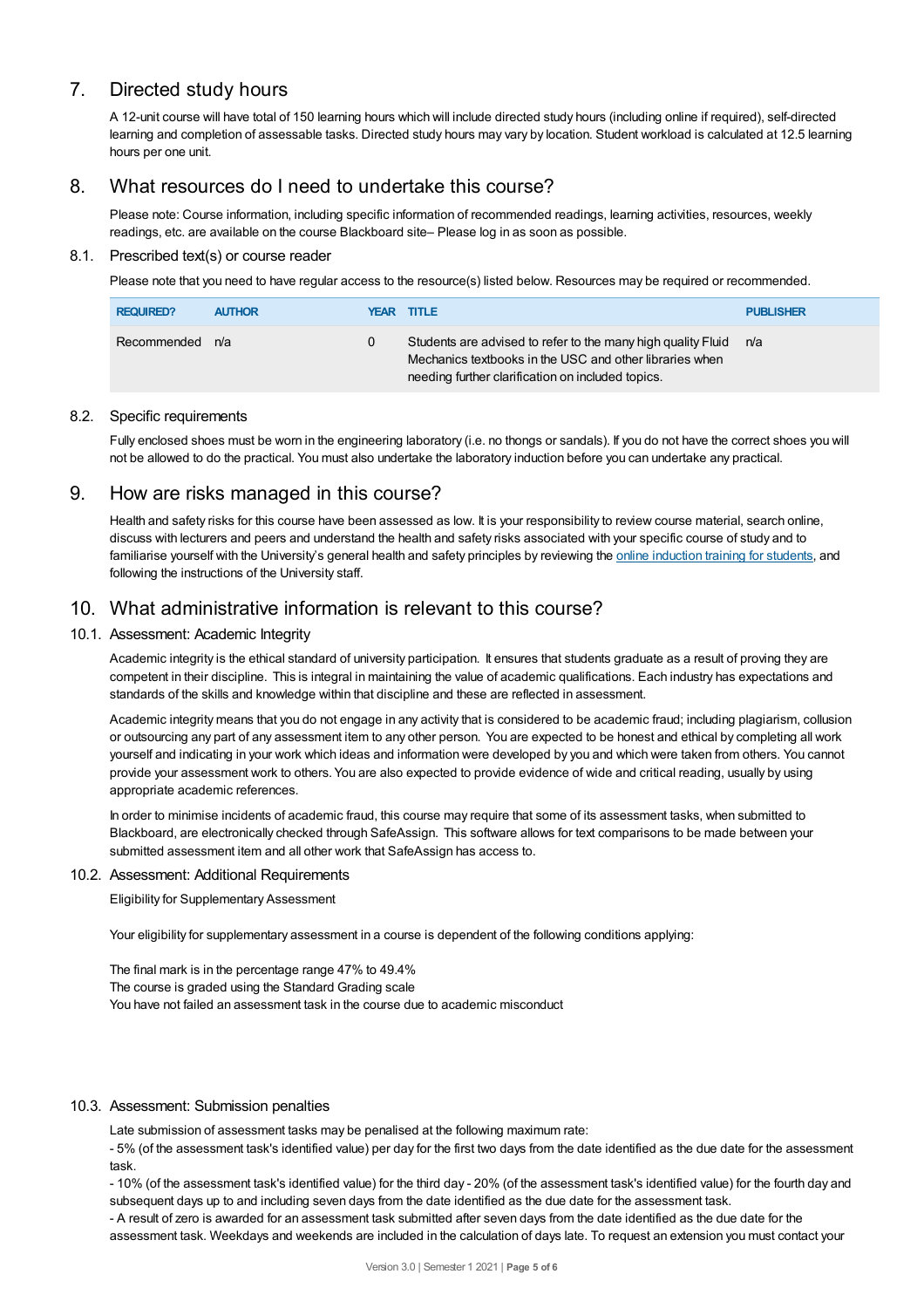## 7. Directed study hours

A 12-unit course will have total of 150 learning hours which will include directed study hours (including online if required), self-directed learning and completion of assessable tasks. Directed study hours may vary by location. Student workload is calculated at 12.5 learning hours per one unit.

## 8. What resources do I need to undertake this course?

Please note: Course information, including specific information of recommended readings, learning activities, resources, weekly readings, etc. are available on the course Blackboard site– Please log in as soon as possible.

### 8.1. Prescribed text(s) or course reader

Please note that you need to have regular access to the resource(s) listed below. Resources may be required or recommended.

| REQUIRED? | AUTHOR | YEAR | TITLE | PUBLISHER |
|---|---|---|---|---|
| Recommended | n/a | 0 | Students are advised to refer to the many high quality Fluid Mechanics textbooks in the USC and other libraries when needing further clarification on included topics. | n/a |

### 8.2. Specific requirements

Fully enclosed shoes must be worn in the engineering laboratory (i.e. no thongs or sandals). If you do not have the correct shoes you will not be allowed to do the practical. You must also undertake the laboratory induction before you can undertake any practical.

## 9. How are risks managed in this course?

Health and safety risks for this course have been assessed as low. It is your responsibility to review course material, search online, discuss with lecturers and peers and understand the health and safety risks associated with your specific course of study and to familiarise yourself with the University's general health and safety principles by reviewing the online induction training for students, and following the instructions of the University staff.

## 10. What administrative information is relevant to this course?

### 10.1. Assessment: Academic Integrity

Academic integrity is the ethical standard of university participation. It ensures that students graduate as a result of proving they are competent in their discipline. This is integral in maintaining the value of academic qualifications. Each industry has expectations and standards of the skills and knowledge within that discipline and these are reflected in assessment.

Academic integrity means that you do not engage in any activity that is considered to be academic fraud; including plagiarism, collusion or outsourcing any part of any assessment item to any other person. You are expected to be honest and ethical by completing all work yourself and indicating in your work which ideas and information were developed by you and which were taken from others. You cannot provide your assessment work to others. You are also expected to provide evidence of wide and critical reading, usually by using appropriate academic references.

In order to minimise incidents of academic fraud, this course may require that some of its assessment tasks, when submitted to Blackboard, are electronically checked through SafeAssign. This software allows for text comparisons to be made between your submitted assessment item and all other work that SafeAssign has access to.

### 10.2. Assessment: Additional Requirements

Eligibility for Supplementary Assessment

Your eligibility for supplementary assessment in a course is dependent of the following conditions applying:

The final mark is in the percentage range 47% to 49.4%
The course is graded using the Standard Grading scale
You have not failed an assessment task in the course due to academic misconduct

### 10.3. Assessment: Submission penalties

Late submission of assessment tasks may be penalised at the following maximum rate:

- 5% (of the assessment task's identified value) per day for the first two days from the date identified as the due date for the assessment task.
- 10% (of the assessment task's identified value) for the third day - 20% (of the assessment task's identified value) for the fourth day and subsequent days up to and including seven days from the date identified as the due date for the assessment task.
- A result of zero is awarded for an assessment task submitted after seven days from the date identified as the due date for the assessment task. Weekdays and weekends are included in the calculation of days late. To request an extension you must contact your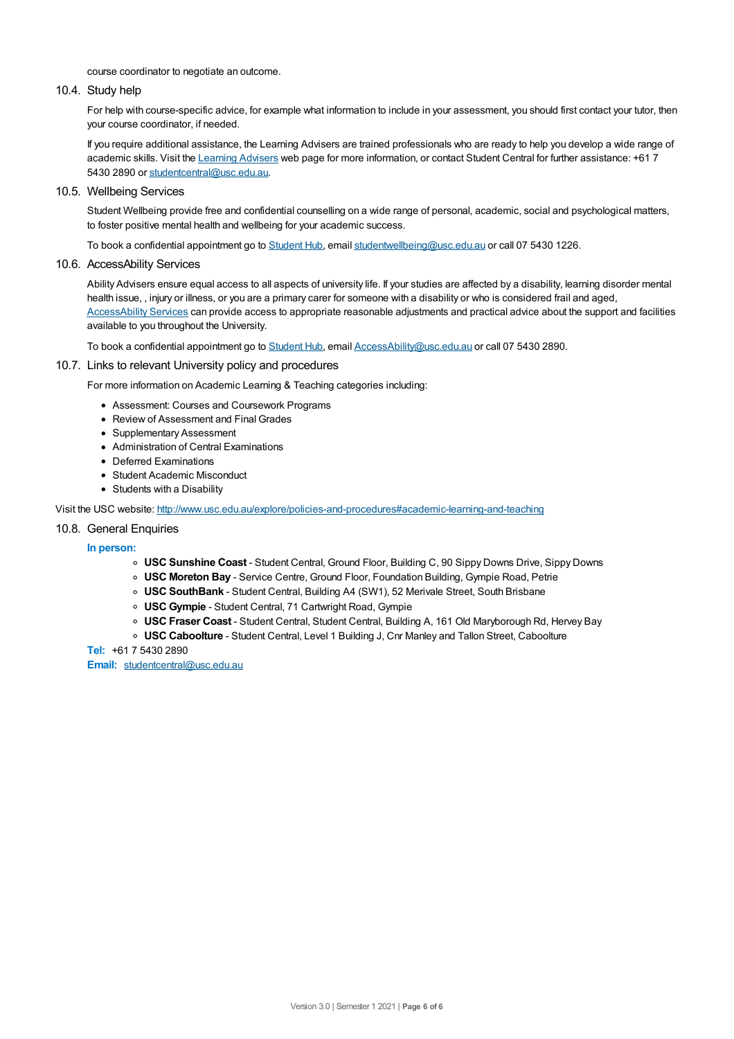course coordinator to negotiate an outcome.

### 10.4. Study help

For help with course-specific advice, for example what information to include in your assessment, you should first contact your tutor, then your course coordinator, if needed.

If you require additional assistance, the Learning Advisers are trained professionals who are ready to help you develop a wide range of academic skills. Visit the Learning Advisers web page for more information, or contact Student Central for further assistance: +61 7 5430 2890 or studentcentral@usc.edu.au.

### 10.5. Wellbeing Services

Student Wellbeing provide free and confidential counselling on a wide range of personal, academic, social and psychological matters, to foster positive mental health and wellbeing for your academic success.

To book a confidential appointment go to Student Hub, email studentwellbeing@usc.edu.au or call 07 5430 1226.

### 10.6. AccessAbility Services

Ability Advisers ensure equal access to all aspects of university life. If your studies are affected by a disability, learning disorder mental health issue, , injury or illness, or you are a primary carer for someone with a disability or who is considered frail and aged, AccessAbility Services can provide access to appropriate reasonable adjustments and practical advice about the support and facilities available to you throughout the University.

To book a confidential appointment go to Student Hub, email AccessAbility@usc.edu.au or call 07 5430 2890.

### 10.7. Links to relevant University policy and procedures

For more information on Academic Learning & Teaching categories including:

- Assessment: Courses and Coursework Programs
- Review of Assessment and Final Grades
- Supplementary Assessment
- Administration of Central Examinations
- Deferred Examinations
- Student Academic Misconduct
- Students with a Disability

Visit the USC website: http://www.usc.edu.au/explore/policies-and-procedures#academic-learning-and-teaching

### 10.8. General Enquiries

**In person:**

- **USC Sunshine Coast** - Student Central, Ground Floor, Building C, 90 Sippy Downs Drive, Sippy Downs
- **USC Moreton Bay** - Service Centre, Ground Floor, Foundation Building, Gympie Road, Petrie
- **USC SouthBank** - Student Central, Building A4 (SW1), 52 Merivale Street, South Brisbane
- **USC Gympie** - Student Central, 71 Cartwright Road, Gympie
- **USC Fraser Coast** - Student Central, Student Central, Building A, 161 Old Maryborough Rd, Hervey Bay
- **USC Caboolture** - Student Central, Level 1 Building J, Cnr Manley and Tallon Street, Caboolture

**Tel:** +61 7 5430 2890

**Email:** studentcentral@usc.edu.au